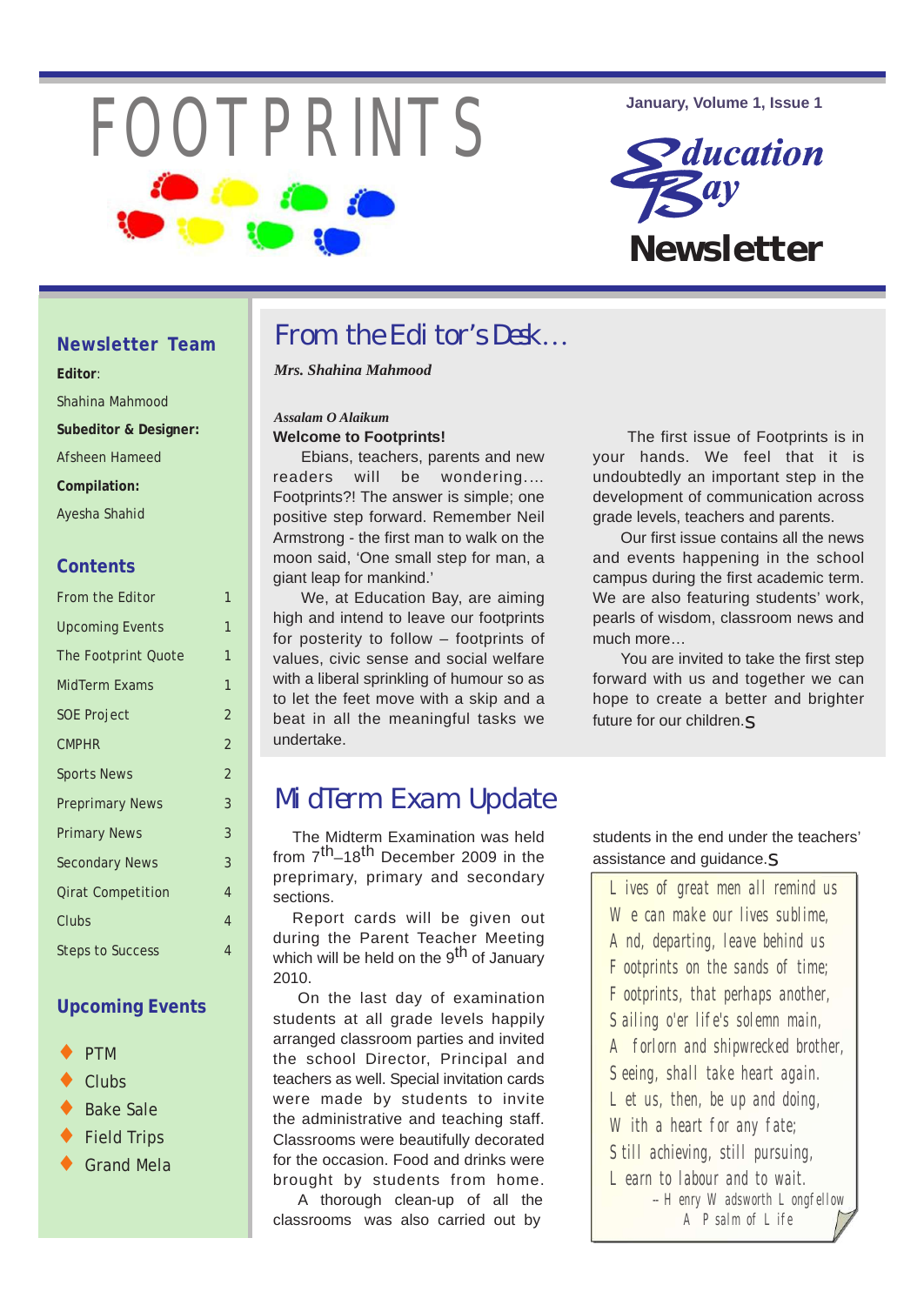# FOOTPRINTS

January, Volume 1, Issue 1

**Education Bay Newsletter**

## Newsletter Team

**Editor**:

Shahina Mahmood

**Subeditor & Designer:**

Afsheen Hameed

**Compilation:**

Ayesha Shahid

## Contents

| | |
|---|---|
| From the Editor | 1 |
| Upcoming Events | 1 |
| The Footprint Quote | 1 |
| MidTerm Exams | 1 |
| SOE Project | 2 |
| CMPHR | 2 |
| Sports News | 2 |
| Preprimary News | 3 |
| Primary News | 3 |
| Secondary News | 3 |
| Qirat Competition | 4 |
| Clubs | 4 |
| Steps to Success | 4 |

## Upcoming Events

- PTM
- Clubs
- Bake Sale
- Field Trips
- Grand Mela

## From the Editor's Desk…

***Mrs. Shahina Mahmood***

*Assalam O Alaikum*

**Welcome to Footprints!**

Ebians, teachers, parents and new readers will be wondering…. Footprints?! The answer is simple; one positive step forward. Remember Neil Armstrong - the first man to walk on the moon said, 'One small step for man, a giant leap for mankind.'

We, at Education Bay, are aiming high and intend to leave our footprints for posterity to follow – footprints of values, civic sense and social welfare with a liberal sprinkling of humour so as to let the feet move with a skip and a beat in all the meaningful tasks we undertake.

The first issue of Footprints is in your hands. We feel that it is undoubtedly an important step in the development of communication across grade levels, teachers and parents.

Our first issue contains all the news and events happening in the school campus during the first academic term. We are also featuring students' work, pearls of wisdom, classroom news and much more…

You are invited to take the first step forward with us and together we can hope to create a better and brighter future for our children.

## MidTerm Exam Update

The Midterm Examination was held from 7th–18th December 2009 in the preprimary, primary and secondary sections.

Report cards will be given out during the Parent Teacher Meeting which will be held on the 9th of January 2010.

On the last day of examination students at all grade levels happily arranged classroom parties and invited the school Director, Principal and teachers as well. Special invitation cards were made by students to invite the administrative and teaching staff. Classrooms were beautifully decorated for the occasion. Food and drinks were brought by students from home.

A thorough clean-up of all the classrooms was also carried out by students in the end under the teachers' assistance and guidance.

> Lives of great men all remind us  
> We can make our lives sublime,  
> And, departing, leave behind us  
> Footprints on the sands of time;  
> Footprints, that perhaps another,  
> Sailing o'er life's solemn main,  
> A forlorn and shipwrecked brother,  
> Seeing, shall take heart again.  
> Let us, then, be up and doing,  
> With a heart for any fate;  
> Still achieving, still pursuing,  
> Learn to labour and to wait.  
> – Henry Wadsworth Longfellow  
> A Psalm of Life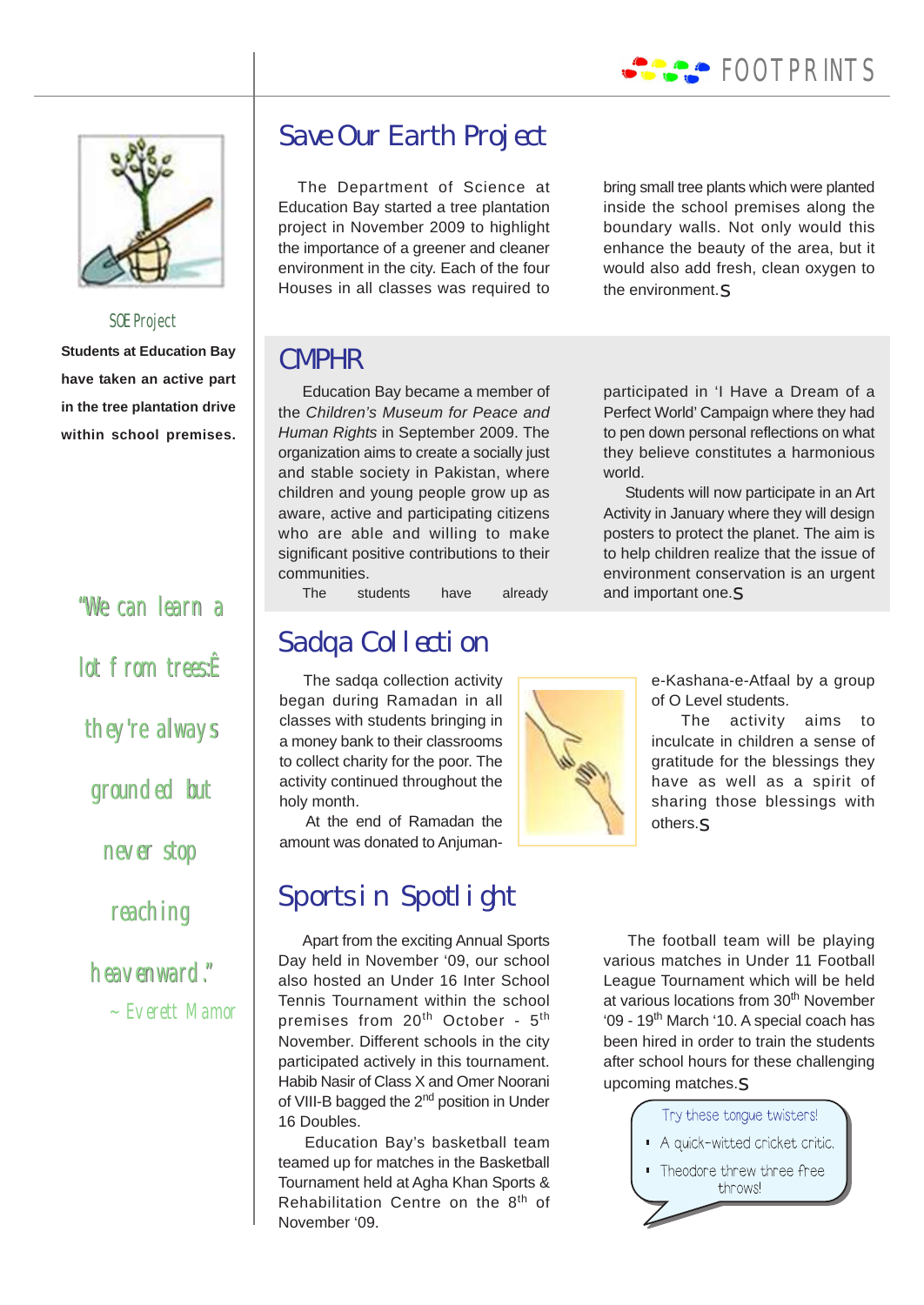## Save Our Earth Project

The Department of Science at Education Bay started a tree plantation project in November 2009 to highlight the importance of a greener and cleaner environment in the city. Each of the four Houses in all classes was required to bring small tree plants which were planted inside the school premises along the boundary walls. Not only would this enhance the beauty of the area, but it would also add fresh, clean oxygen to the environment.

SOE Project

**Students at Education Bay have taken an active part in the tree plantation drive within school premises.**

## CMPHR

Education Bay became a member of the *Children's Museum for Peace and Human Rights* in September 2009. The organization aims to create a socially just and stable society in Pakistan, where children and young people grow up as aware, active and participating citizens who are able and willing to make significant positive contributions to their communities.

The students have already participated in 'I Have a Dream of a Perfect World' Campaign where they had to pen down personal reflections on what they believe constitutes a harmonious world.

Students will now participate in an Art Activity in January where they will design posters to protect the planet. The aim is to help children realize that the issue of environment conservation is an urgent and important one.

"We can learn a lot from trees: they're always grounded but never stop reaching heavenward."

~ Everett Mamor

## Sadqa Collection

The sadqa collection activity began during Ramadan in all classes with students bringing in a money bank to their classrooms to collect charity for the poor. The activity continued throughout the holy month.

At the end of Ramadan the amount was donated to Anjuman-e-Kashana-e-Atfaal by a group of O Level students.

The activity aims to inculcate in children a sense of gratitude for the blessings they have as well as a spirit of sharing those blessings with others.

## Sports in Spotlight

Apart from the exciting Annual Sports Day held in November '09, our school also hosted an Under 16 Inter School Tennis Tournament within the school premises from 20th October - 5th November. Different schools in the city participated actively in this tournament. Habib Nasir of Class X and Omer Noorani of VIII-B bagged the 2nd position in Under 16 Doubles.

Education Bay's basketball team teamed up for matches in the Basketball Tournament held at Agha Khan Sports & Rehabilitation Centre on the 8th of November '09.

The football team will be playing various matches in Under 11 Football League Tournament which will be held at various locations from 30th November '09 - 19th March '10. A special coach has been hired in order to train the students after school hours for these challenging upcoming matches.

Try these tongue twisters!

- A quick-witted cricket critic.
- Theodore threw three free throws!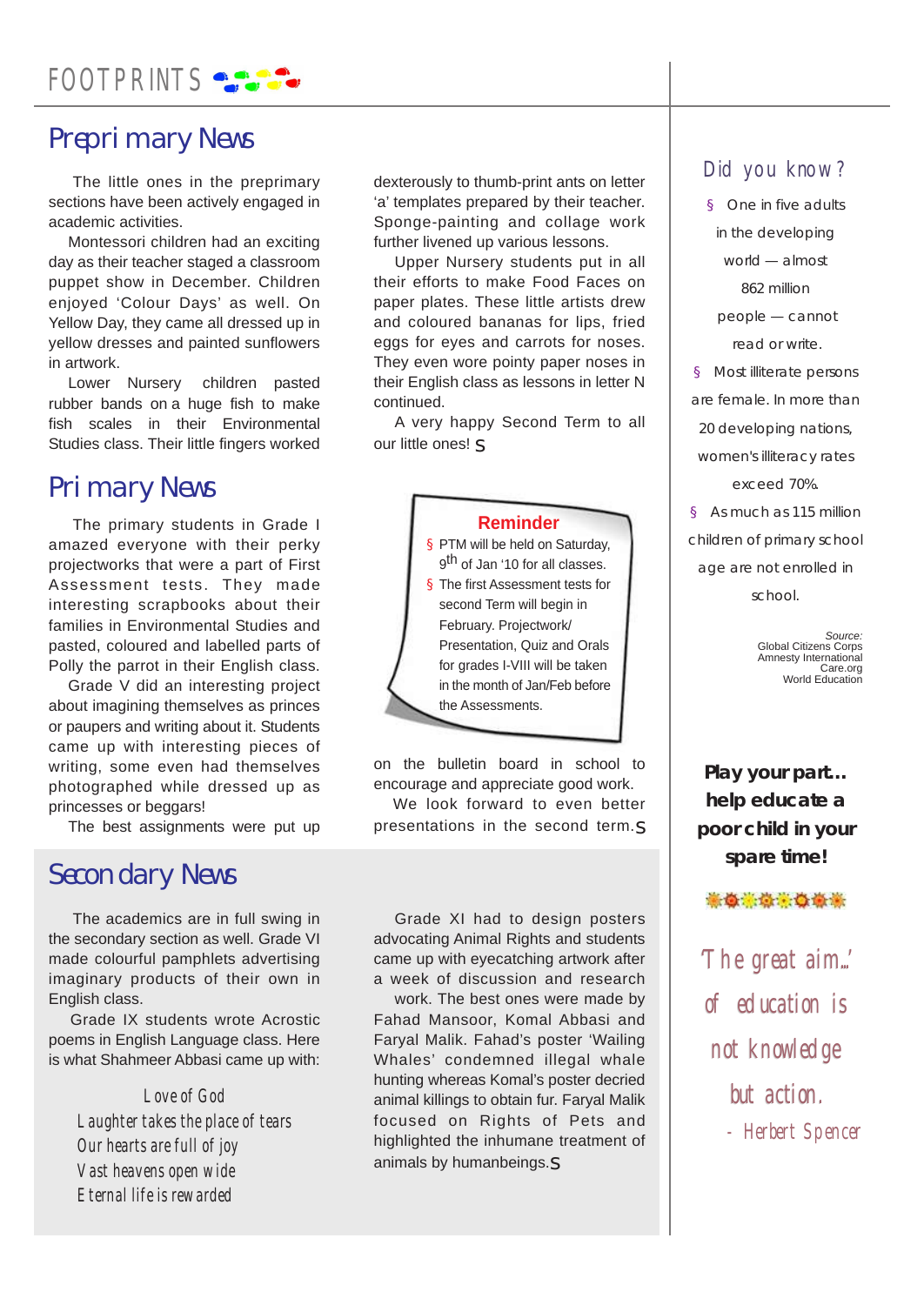FOOTPRINTS

## Preprimary News

The little ones in the preprimary sections have been actively engaged in academic activities.

Montessori children had an exciting day as their teacher staged a classroom puppet show in December. Children enjoyed 'Colour Days' as well. On Yellow Day, they came all dressed up in yellow dresses and painted sunflowers in artwork.

Lower Nursery children pasted rubber bands on a huge fish to make fish scales in their Environmental Studies class. Their little fingers worked dexterously to thumb-print ants on letter 'a' templates prepared by their teacher. Sponge-painting and collage work further livened up various lessons.

Upper Nursery students put in all their efforts to make Food Faces on paper plates. These little artists drew and coloured bananas for lips, fried eggs for eyes and carrots for noses. They even wore pointy paper noses in their English class as lessons in letter N continued.

A very happy Second Term to all our little ones! §

## Primary News

The primary students in Grade I amazed everyone with their perky projectworks that were a part of First Assessment tests. They made interesting scrapbooks about their families in Environmental Studies and pasted, coloured and labelled parts of Polly the parrot in their English class.

Grade V did an interesting project about imagining themselves as princes or paupers and writing about it. Students came up with interesting pieces of writing, some even had themselves photographed while dressed up as princesses or beggars!

The best assignments were put up on the bulletin board in school to encourage and appreciate good work.

We look forward to even better presentations in the second term. §

**Reminder**

- PTM will be held on Saturday, 9th of Jan '10 for all classes.
- The first Assessment tests for second Term will begin in February. Projectwork/ Presentation, Quiz and Orals for grades I-VIII will be taken in the month of Jan/Feb before the Assessments.

## Secondary News

The academics are in full swing in the secondary section as well. Grade VI made colourful pamphlets advertising imaginary products of their own in English class.

Grade IX students wrote Acrostic poems in English Language class. Here is what Shahmeer Abbasi came up with:

*Love of God*
*Laughter takes the place of tears*
*Our hearts are full of joy*
*Vast heavens open wide*
*Eternal life is rewarded*

Grade XI had to design posters advocating Animal Rights and students came up with eyecatching artwork after a week of discussion and research work. The best ones were made by Fahad Mansoor, Komal Abbasi and Faryal Malik. Fahad's poster 'Wailing Whales' condemned illegal whale hunting whereas Komal's poster decried animal killings to obtain fur. Faryal Malik focused on Rights of Pets and highlighted the inhumane treatment of animals by humanbeings. §

## Did you know?

- One in five adults in the developing world — almost 862 million people — cannot read or write.
- Most illiterate persons are female. In more than 20 developing nations, women's illiteracy rates exceed 70%.
- As much as 115 million children of primary school age are not enrolled in school.

*Source:*
Global Citizens Corps
Amnesty International
Care.org
World Education

**Play your part... help educate a poor child in your spare time!**

*'The great aim... of education is not knowledge but action.*
*- Herbert Spencer*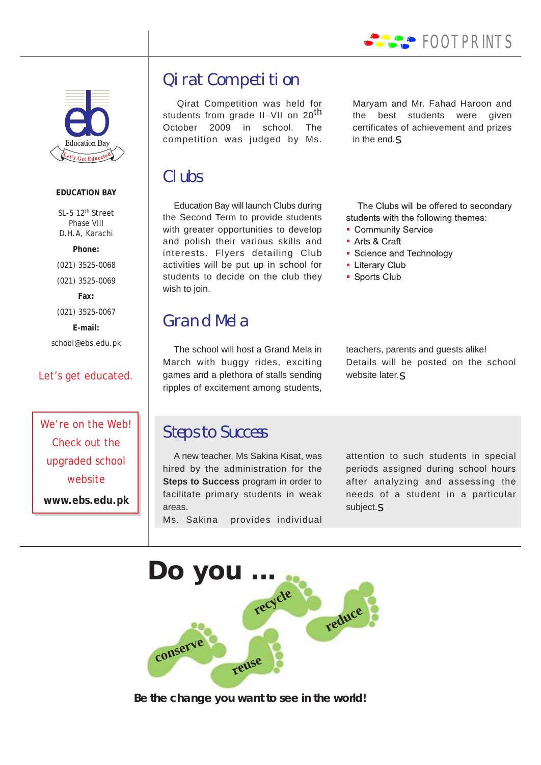## Qirat Competition

Qirat Competition was held for students from grade II–VII on 20th October 2009 in school. The competition was judged by Ms. Maryam and Mr. Fahad Haroon and the best students were given certificates of achievement and prizes in the end.

## Clubs

Education Bay will launch Clubs during the Second Term to provide students with greater opportunities to develop and polish their various skills and interests. Flyers detailing Club activities will be put up in school for students to decide on the club they wish to join.

The Clubs will be offered to secondary students with the following themes:

- Community Service
- Arts & Craft
- Science and Technology
- Literary Club
- Sports Club

## Grand Mela

The school will host a Grand Mela in March with buggy rides, exciting games and a plethora of stalls sending ripples of excitement among students, teachers, parents and guests alike! Details will be posted on the school website later.

## Steps to Success

A new teacher, Ms Sakina Kisat, was hired by the administration for the **Steps to Success** program in order to facilitate primary students in weak areas.

Ms. Sakina provides individual attention to such students in special periods assigned during school hours after analyzing and assessing the needs of a student in a particular subject.

**EDUCATION BAY**

SL-5 12th Street
Phase VIII
D.H.A, Karachi

**Phone:**

(021) 3525-0068

(021) 3525-0069

**Fax:**

(021) 3525-0067

**E-mail:**

school@ebs.edu.pk

Let's get educated.

We're on the Web!
Check out the upgraded school website

**www.ebs.edu.pk**

# Do you ...

recycle

reduce

conserve

reuse

**Be the change you want to see in the world!**